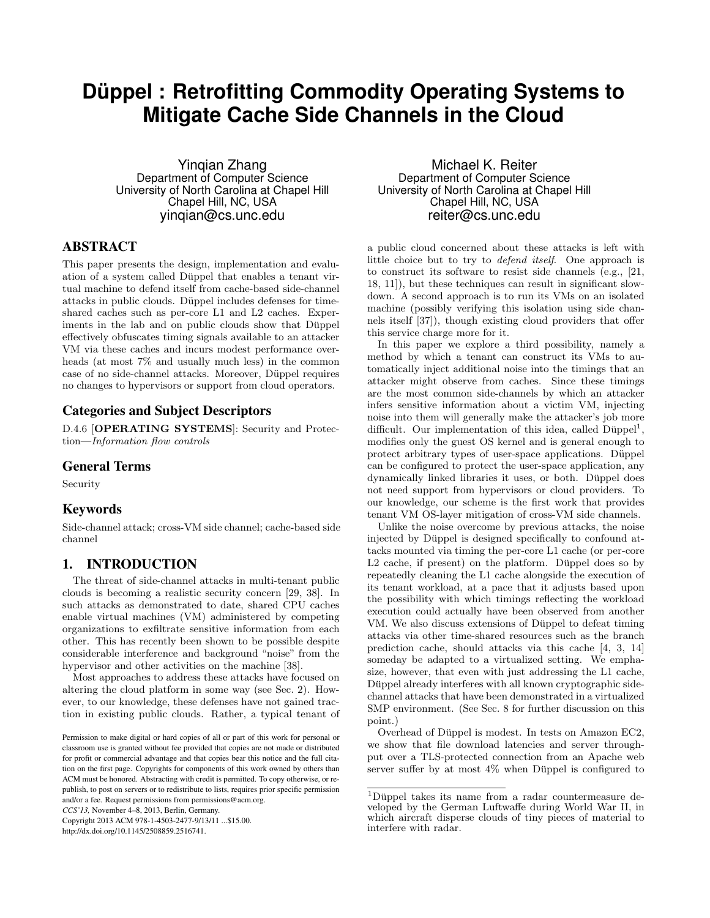# Düppel : Retrofitting Commodity Operating Systems to Mitigate Cache Side Channels in the Cloud

Yinqian Zhang
Department of Computer Science
University of North Carolina at Chapel Hill
Chapel Hill, NC, USA
yinqian@cs.unc.edu

Michael K. Reiter
Department of Computer Science
University of North Carolina at Chapel Hill
Chapel Hill, NC, USA
reiter@cs.unc.edu

## ABSTRACT

This paper presents the design, implementation and evaluation of a system called Düppel that enables a tenant virtual machine to defend itself from cache-based side-channel attacks in public clouds. Düppel includes defenses for time-shared caches such as per-core L1 and L2 caches. Experiments in the lab and on public clouds show that Düppel effectively obfuscates timing signals available to an attacker VM via these caches and incurs modest performance overheads (at most 7% and usually much less) in the common case of no side-channel attacks. Moreover, Düppel requires no changes to hypervisors or support from cloud operators.

## Categories and Subject Descriptors

D.4.6 [**OPERATING SYSTEMS**]: Security and Protection—*Information flow controls*

## General Terms

Security

## Keywords

Side-channel attack; cross-VM side channel; cache-based side channel

## 1. INTRODUCTION

The threat of side-channel attacks in multi-tenant public clouds is becoming a realistic security concern [29, 38]. In such attacks as demonstrated to date, shared CPU caches enable virtual machines (VM) administered by competing organizations to exfiltrate sensitive information from each other. This has recently been shown to be possible despite considerable interference and background "noise" from the hypervisor and other activities on the machine [38].

Most approaches to address these attacks have focused on altering the cloud platform in some way (see Sec. 2). However, to our knowledge, these defenses have not gained traction in existing public clouds. Rather, a typical tenant of a public cloud concerned about these attacks is left with little choice but to try to *defend itself*. One approach is to construct its software to resist side channels (e.g., [21, 18, 11]), but these techniques can result in significant slowdown. A second approach is to run its VMs on an isolated machine (possibly verifying this isolation using side channels itself [37]), though existing cloud providers that offer this service charge more for it.

In this paper we explore a third possibility, namely a method by which a tenant can construct its VMs to automatically inject additional noise into the timings that an attacker might observe from caches. Since these timings are the most common side-channels by which an attacker infers sensitive information about a victim VM, injecting noise into them will generally make the attacker's job more difficult. Our implementation of this idea, called Düppel[1], modifies only the guest OS kernel and is general enough to protect arbitrary types of user-space applications. Düppel can be configured to protect the user-space application, any dynamically linked libraries it uses, or both. Düppel does not need support from hypervisors or cloud providers. To our knowledge, our scheme is the first work that provides tenant VM OS-layer mitigation of cross-VM side channels.

Unlike the noise overcome by previous attacks, the noise injected by Düppel is designed specifically to confound attacks mounted via timing the per-core L1 cache (or per-core L2 cache, if present) on the platform. Düppel does so by repeatedly cleaning the L1 cache alongside the execution of its tenant workload, at a pace that it adjusts based upon the possibility with which timings reflecting the workload execution could actually have been observed from another VM. We also discuss extensions of Düppel to defeat timing attacks via other time-shared resources such as the branch prediction cache, should attacks via this cache [4, 3, 14] someday be adapted to a virtualized setting. We emphasize, however, that even with just addressing the L1 cache, Düppel already interferes with all known cryptographic side-channel attacks that have been demonstrated in a virtualized SMP environment. (See Sec. 8 for further discussion on this point.)

Overhead of Düppel is modest. In tests on Amazon EC2, we show that file download latencies and server throughput over a TLS-protected connection from an Apache web server suffer by at most 4% when Düppel is configured to

[1] Düppel takes its name from a radar countermeasure developed by the German Luftwaffe during World War II, in which aircraft disperse clouds of tiny pieces of material to interfere with radar.

Permission to make digital or hard copies of all or part of this work for personal or classroom use is granted without fee provided that copies are not made or distributed for profit or commercial advantage and that copies bear this notice and the full citation on the first page. Copyrights for components of this work owned by others than ACM must be honored. Abstracting with credit is permitted. To copy otherwise, or republish, to post on servers or to redistribute to lists, requires prior specific permission and/or a fee. Request permissions from permissions@acm.org.
*CCS'13,* November 4–8, 2013, Berlin, Germany.
Copyright 2013 ACM 978-1-4503-2477-9/13/11 ...$15.00.
http://dx.doi.org/10.1145/2508859.2516741.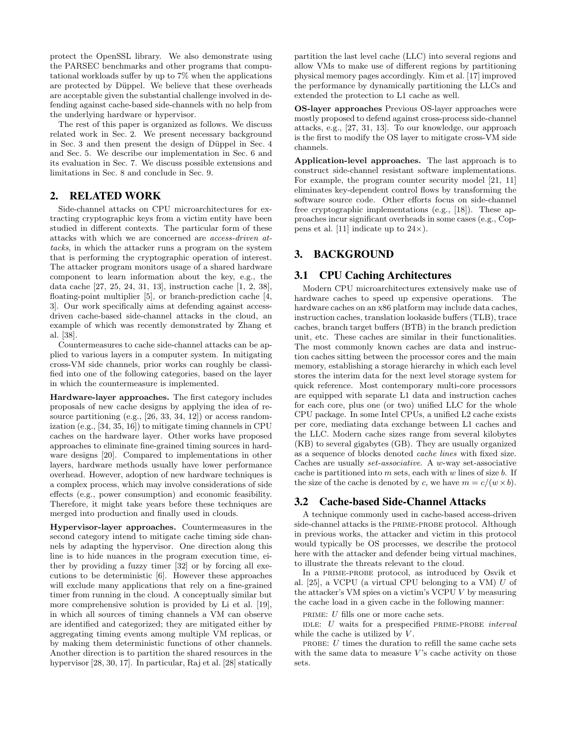protect the OpenSSL library. We also demonstrate using the PARSEC benchmarks and other programs that computational workloads suffer by up to 7% when the applications are protected by Düppel. We believe that these overheads are acceptable given the substantial challenge involved in defending against cache-based side-channels with no help from the underlying hardware or hypervisor.

The rest of this paper is organized as follows. We discuss related work in Sec. 2. We present necessary background in Sec. 3 and then present the design of Düppel in Sec. 4 and Sec. 5. We describe our implementation in Sec. 6 and its evaluation in Sec. 7. We discuss possible extensions and limitations in Sec. 8 and conclude in Sec. 9.

## 2. RELATED WORK

Side-channel attacks on CPU microarchitectures for extracting cryptographic keys from a victim entity have been studied in different contexts. The particular form of these attacks with which we are concerned are *access-driven attacks*, in which the attacker runs a program on the system that is performing the cryptographic operation of interest. The attacker program monitors usage of a shared hardware component to learn information about the key, e.g., the data cache [27, 25, 24, 31, 13], instruction cache [1, 2, 38], floating-point multiplier [5], or branch-prediction cache [4, 3]. Our work specifically aims at defending against access-driven cache-based side-channel attacks in the cloud, an example of which was recently demonstrated by Zhang et al. [38].

Countermeasures to cache side-channel attacks can be applied to various layers in a computer system. In mitigating cross-VM side channels, prior works can roughly be classified into one of the following categories, based on the layer in which the countermeasure is implemented.

**Hardware-layer approaches.** The first category includes proposals of new cache designs by applying the idea of resource partitioning (e.g., [26, 33, 34, 12]) or access randomization (e.g., [34, 35, 16]) to mitigate timing channels in CPU caches on the hardware layer. Other works have proposed approaches to eliminate fine-grained timing sources in hardware designs [20]. Compared to implementations in other layers, hardware methods usually have lower performance overhead. However, adoption of new hardware techniques is a complex process, which may involve considerations of side effects (e.g., power consumption) and economic feasibility. Therefore, it might take years before these techniques are merged into production and finally used in clouds.

**Hypervisor-layer approaches.** Countermeasures in the second category intend to mitigate cache timing side channels by adapting the hypervisor. One direction along this line is to hide nuances in the program execution time, either by providing a fuzzy timer [32] or by forcing all executions to be deterministic [6]. However these approaches will exclude many applications that rely on a fine-grained timer from running in the cloud. A conceptually similar but more comprehensive solution is provided by Li et al. [19], in which all sources of timing channels a VM can observe are identified and categorized; they are mitigated either by aggregating timing events among multiple VM replicas, or by making them deterministic functions of other channels. Another direction is to partition the shared resources in the hypervisor [28, 30, 17]. In particular, Raj et al. [28] statically partition the last level cache (LLC) into several regions and allow VMs to make use of different regions by partitioning physical memory pages accordingly. Kim et al. [17] improved the performance by dynamically partitioning the LLCs and extended the protection to L1 cache as well.

**OS-layer approaches** Previous OS-layer approaches were mostly proposed to defend against cross-process side-channel attacks, e.g., [27, 31, 13]. To our knowledge, our approach is the first to modify the OS layer to mitigate cross-VM side channels.

**Application-level approaches.** The last approach is to construct side-channel resistant software implementations. For example, the program counter security model [21, 11] eliminates key-dependent control flows by transforming the software source code. Other efforts focus on side-channel free cryptographic implementations (e.g., [18]). These approaches incur significant overheads in some cases (e.g., Coppens et al. [11] indicate up to 24×).

## 3. BACKGROUND

### 3.1 CPU Caching Architectures

Modern CPU microarchitectures extensively make use of hardware caches to speed up expensive operations. The hardware caches on an x86 platform may include data caches, instruction caches, translation lookaside buffers (TLB), trace caches, branch target buffers (BTB) in the branch prediction unit, etc. These caches are similar in their functionalities. The most commonly known caches are data and instruction caches sitting between the processor cores and the main memory, establishing a storage hierarchy in which each level stores the interim data for the next level storage system for quick reference. Most contemporary multi-core processors are equipped with separate L1 data and instruction caches for each core, plus one (or two) unified LLC for the whole CPU package. In some Intel CPUs, a unified L2 cache exists per core, mediating data exchange between L1 caches and the LLC. Modern cache sizes range from several kilobytes (KB) to several gigabytes (GB). They are usually organized as a sequence of blocks denoted *cache lines* with fixed size. Caches are usually *set-associative*. A $w$-way set-associative cache is partitioned into $m$ sets, each with $w$ lines of size $b$. If the size of the cache is denoted by $c$, we have $m = c/(w \times b)$.

### 3.2 Cache-based Side-Channel Attacks

A technique commonly used in cache-based access-driven side-channel attacks is the PRIME-PROBE protocol. Although in previous works, the attacker and victim in this protocol would typically be OS processes, we describe the protocol here with the attacker and defender being virtual machines, to illustrate the threats relevant to the cloud.

In a PRIME-PROBE protocol, as introduced by Osvik et al. [25], a VCPU (a virtual CPU belonging to a VM) $U$ of the attacker's VM spies on a victim's VCPU $V$ by measuring the cache load in a given cache in the following manner:

PRIME: $U$ fills one or more cache sets.

IDLE: $U$ waits for a prespecified PRIME-PROBE *interval* while the cache is utilized by $V$.

PROBE: $U$ times the duration to refill the same cache sets with the same data to measure $V$'s cache activity on those sets.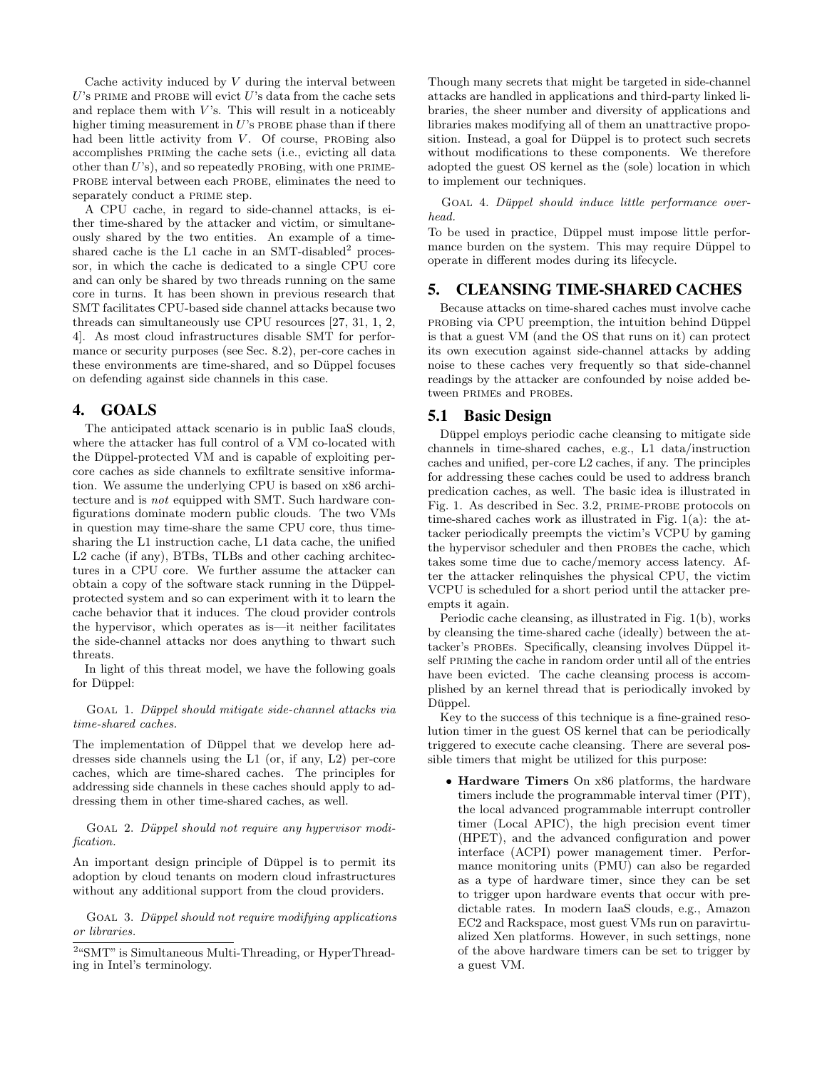Cache activity induced by $V$ during the interval between $U$'s PRIME and PROBE will evict $U$'s data from the cache sets and replace them with $V$'s. This will result in a noticeably higher timing measurement in $U$'s PROBE phase than if there had been little activity from $V$. Of course, PROBing also accomplishes PRIMing the cache sets (i.e., evicting all data other than $U$'s), and so repeatedly PROBing, with one PRIME-PROBE interval between each PROBE, eliminates the need to separately conduct a PRIME step.

A CPU cache, in regard to side-channel attacks, is either time-shared by the attacker and victim, or simultaneously shared by the two entities. An example of a time-shared cache is the L1 cache in an SMT-disabled[2] processor, in which the cache is dedicated to a single CPU core and can only be shared by two threads running on the same core in turns. It has been shown in previous research that SMT facilitates CPU-based side channel attacks because two threads can simultaneously use CPU resources [27, 31, 1, 2, 4]. As most cloud infrastructures disable SMT for performance or security purposes (see Sec. 8.2), per-core caches in these environments are time-shared, and so Düppel focuses on defending against side channels in this case.

## 4. GOALS

The anticipated attack scenario is in public IaaS clouds, where the attacker has full control of a VM co-located with the Düppel-protected VM and is capable of exploiting per-core caches as side channels to exfiltrate sensitive information. We assume the underlying CPU is based on x86 architecture and is *not* equipped with SMT. Such hardware configurations dominate modern public clouds. The two VMs in question may time-share the same CPU core, thus time-sharing the L1 instruction cache, L1 data cache, the unified L2 cache (if any), BTBs, TLBs and other caching architectures in a CPU core. We further assume the attacker can obtain a copy of the software stack running in the Düppel-protected system and so can experiment with it to learn the cache behavior that it induces. The cloud provider controls the hypervisor, which operates as is—it neither facilitates the side-channel attacks nor does anything to thwart such threats.

In light of this threat model, we have the following goals for Düppel:

GOAL 1. *Düppel should mitigate side-channel attacks via time-shared caches.*

The implementation of Düppel that we develop here addresses side channels using the L1 (or, if any, L2) per-core caches, which are time-shared caches. The principles for addressing side channels in these caches should apply to addressing them in other time-shared caches, as well.

GOAL 2. *Düppel should not require any hypervisor modification.*

An important design principle of Düppel is to permit its adoption by cloud tenants on modern cloud infrastructures without any additional support from the cloud providers.

GOAL 3. *Düppel should not require modifying applications or libraries.*

Though many secrets that might be targeted in side-channel attacks are handled in applications and third-party linked libraries, the sheer number and diversity of applications and libraries makes modifying all of them an unattractive proposition. Instead, a goal for Düppel is to protect such secrets without modifications to these components. We therefore adopted the guest OS kernel as the (sole) location in which to implement our techniques.

GOAL 4. *Düppel should induce little performance overhead.*

To be used in practice, Düppel must impose little performance burden on the system. This may require Düppel to operate in different modes during its lifecycle.

## 5. CLEANSING TIME-SHARED CACHES

Because attacks on time-shared caches must involve cache PROBing via CPU preemption, the intuition behind Düppel is that a guest VM (and the OS that runs on it) can protect its own execution against side-channel attacks by adding noise to these caches very frequently so that side-channel readings by the attacker are confounded by noise added between PRIMEs and PROBEs.

### 5.1 Basic Design

Düppel employs periodic cache cleansing to mitigate side channels in time-shared caches, e.g., L1 data/instruction caches and unified, per-core L2 caches, if any. The principles for addressing these caches could be used to address branch predication caches, as well. The basic idea is illustrated in Fig. 1. As described in Sec. 3.2, PRIME-PROBE protocols on time-shared caches work as illustrated in Fig. 1(a): the attacker periodically preempts the victim's VCPU by gaming the hypervisor scheduler and then PROBEs the cache, which takes some time due to cache/memory access latency. After the attacker relinquishes the physical CPU, the victim VCPU is scheduled for a short period until the attacker preempts it again.

Periodic cache cleansing, as illustrated in Fig. 1(b), works by cleansing the time-shared cache (ideally) between the attacker's PROBEs. Specifically, cleansing involves Düppel itself PRIMing the cache in random order until all of the entries have been evicted. The cache cleansing process is accomplished by an kernel thread that is periodically invoked by Düppel.

Key to the success of this technique is a fine-grained resolution timer in the guest OS kernel that can be periodically triggered to execute cache cleansing. There are several possible timers that might be utilized for this purpose:

- **Hardware Timers** On x86 platforms, the hardware timers include the programmable interval timer (PIT), the local advanced programmable interrupt controller timer (Local APIC), the high precision event timer (HPET), and the advanced configuration and power interface (ACPI) power management timer. Performance monitoring units (PMU) can also be regarded as a type of hardware timer, since they can be set to trigger upon hardware events that occur with predictable rates. In modern IaaS clouds, e.g., Amazon EC2 and Rackspace, most guest VMs run on paravirtualized Xen platforms. However, in such settings, none of the above hardware timers can be set to trigger by a guest VM.

[2] "SMT" is Simultaneous Multi-Threading, or HyperThreading in Intel's terminology.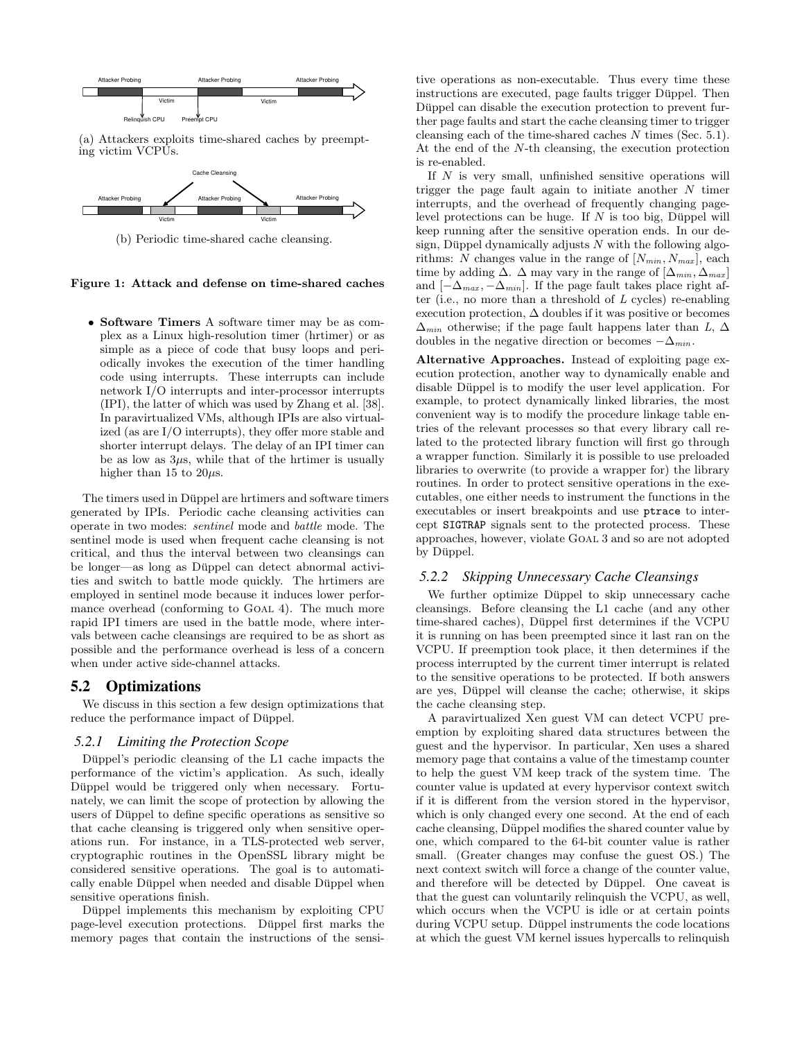Attacker Probing

Attacker Probing

Attacker Probing

Victim

Victim

Relinquish CPU

Preempt CPU

(a) Attackers exploits time-shared caches by preempting victim VCPUs.

Cache Cleansing

Attacker Probing

Attacker Probing

Attacker Probing

Victim

Victim

(b) Periodic time-shared cache cleansing.

**Figure 1: Attack and defense on time-shared caches**

- **Software Timers** A software timer may be as complex as a Linux high-resolution timer (hrtimer) or as simple as a piece of code that busy loops and periodically invokes the execution of the timer handling code using interrupts. These interrupts can include network I/O interrupts and inter-processor interrupts (IPI), the latter of which was used by Zhang et al. [38]. In paravirtualized VMs, although IPIs are also virtualized (as are I/O interrupts), they offer more stable and shorter interrupt delays. The delay of an IPI timer can be as low as $3\mu$s, while that of the hrtimer is usually higher than 15 to $20\mu$s.

The timers used in Düppel are hrtimers and software timers generated by IPIs. Periodic cache cleansing activities can operate in two modes: *sentinel* mode and *battle* mode. The sentinel mode is used when frequent cache cleansing is not critical, and thus the interval between two cleansings can be longer—as long as Düppel can detect abnormal activities and switch to battle mode quickly. The hrtimers are employed in sentinel mode because it induces lower performance overhead (conforming to Goal 4). The much more rapid IPI timers are used in the battle mode, where intervals between cache cleansings are required to be as short as possible and the performance overhead is less of a concern when under active side-channel attacks.

## 5.2 Optimizations

We discuss in this section a few design optimizations that reduce the performance impact of Düppel.

### 5.2.1 Limiting the Protection Scope

Düppel's periodic cleansing of the L1 cache impacts the performance of the victim's application. As such, ideally Düppel would be triggered only when necessary. Fortunately, we can limit the scope of protection by allowing the users of Düppel to define specific operations as sensitive so that cache cleansing is triggered only when sensitive operations run. For instance, in a TLS-protected web server, cryptographic routines in the OpenSSL library might be considered sensitive operations. The goal is to automatically enable Düppel when needed and disable Düppel when sensitive operations finish.

Düppel implements this mechanism by exploiting CPU page-level execution protections. Düppel first marks the memory pages that contain the instructions of the sensitive operations as non-executable. Thus every time these instructions are executed, page faults trigger Düppel. Then Düppel can disable the execution protection to prevent further page faults and start the cache cleansing timer to trigger cleansing each of the time-shared caches $N$ times (Sec. 5.1). At the end of the $N$-th cleansing, the execution protection is re-enabled.

If $N$ is very small, unfinished sensitive operations will trigger the page fault again to initiate another $N$ timer interrupts, and the overhead of frequently changing page-level protections can be huge. If $N$ is too big, Düppel will keep running after the sensitive operation ends. In our design, Düppel dynamically adjusts $N$ with the following algorithms: $N$ changes value in the range of $[N_{min}, N_{max}]$, each time by adding $\Delta$. $\Delta$ may vary in the range of $[\Delta_{min}, \Delta_{max}]$ and $[-\Delta_{max}, -\Delta_{min}]$. If the page fault takes place right after (i.e., no more than a threshold of $L$ cycles) re-enabling execution protection, $\Delta$ doubles if it was positive or becomes $\Delta_{min}$ otherwise; if the page fault happens later than $L$, $\Delta$ doubles in the negative direction or becomes $-\Delta_{min}$.

**Alternative Approaches.** Instead of exploiting page execution protection, another way to dynamically enable and disable Düppel is to modify the user level application. For example, to protect dynamically linked libraries, the most convenient way is to modify the procedure linkage table entries of the relevant processes so that every library call related to the protected library function will first go through a wrapper function. Similarly it is possible to use preloaded libraries to overwrite (to provide a wrapper for) the library routines. In order to protect sensitive operations in the executables, one either needs to instrument the functions in the executables or insert breakpoints and use `ptrace` to intercept `SIGTRAP` signals sent to the protected process. These approaches, however, violate Goal 3 and so are not adopted by Düppel.

### 5.2.2 Skipping Unnecessary Cache Cleansings

We further optimize Düppel to skip unnecessary cache cleansings. Before cleansing the L1 cache (and any other time-shared caches), Düppel first determines if the VCPU it is running on has been preempted since it last ran on the VCPU. If preemption took place, it then determines if the process interrupted by the current timer interrupt is related to the sensitive operations to be protected. If both answers are yes, Düppel will cleanse the cache; otherwise, it skips the cache cleansing step.

A paravirtualized Xen guest VM can detect VCPU preemption by exploiting shared data structures between the guest and the hypervisor. In particular, Xen uses a shared memory page that contains a value of the timestamp counter to help the guest VM keep track of the system time. The counter value is updated at every hypervisor context switch if it is different from the version stored in the hypervisor, which is only changed every one second. At the end of each cache cleansing, Düppel modifies the shared counter value by one, which compared to the 64-bit counter value is rather small. (Greater changes may confuse the guest OS.) The next context switch will force a change of the counter value, and therefore will be detected by Düppel. One caveat is that the guest can voluntarily relinquish the VCPU, as well, which occurs when the VCPU is idle or at certain points during VCPU setup. Düppel instruments the code locations at which the guest VM kernel issues hypercalls to relinquish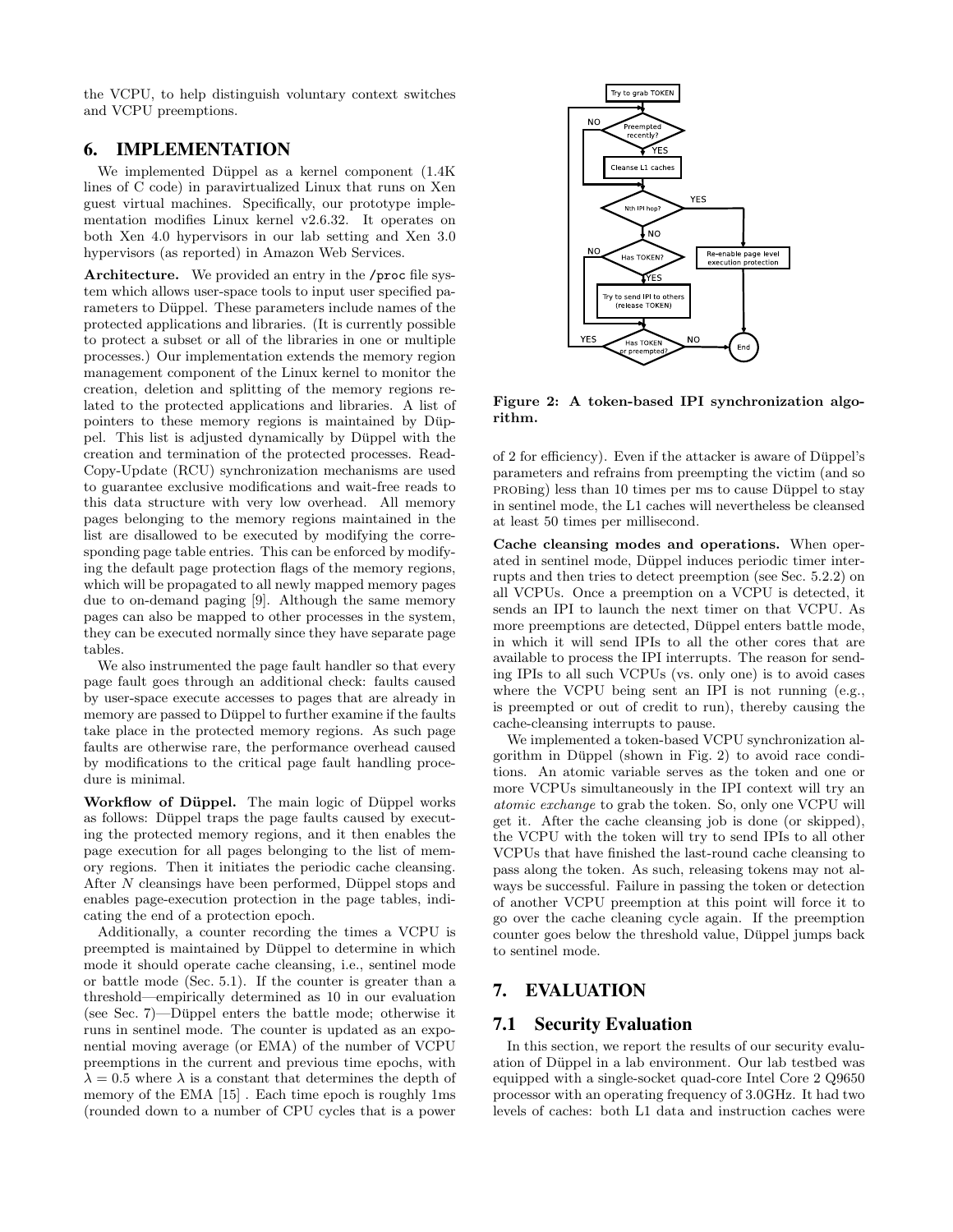the VCPU, to help distinguish voluntary context switches and VCPU preemptions.

## 6. IMPLEMENTATION

We implemented Düppel as a kernel component (1.4K lines of C code) in paravirtualized Linux that runs on Xen guest virtual machines. Specifically, our prototype implementation modifies Linux kernel v2.6.32. It operates on both Xen 4.0 hypervisors in our lab setting and Xen 3.0 hypervisors (as reported) in Amazon Web Services.

**Architecture.** We provided an entry in the /proc file system which allows user-space tools to input user specified parameters to Düppel. These parameters include names of the protected applications and libraries. (It is currently possible to protect a subset or all of the libraries in one or multiple processes.) Our implementation extends the memory region management component of the Linux kernel to monitor the creation, deletion and splitting of the memory regions related to the protected applications and libraries. A list of pointers to these memory regions is maintained by Düppel. This list is adjusted dynamically by Düppel with the creation and termination of the protected processes. Read-Copy-Update (RCU) synchronization mechanisms are used to guarantee exclusive modifications and wait-free reads to this data structure with very low overhead. All memory pages belonging to the memory regions maintained in the list are disallowed to be executed by modifying the corresponding page table entries. This can be enforced by modifying the default page protection flags of the memory regions, which will be propagated to all newly mapped memory pages due to on-demand paging [9]. Although the same memory pages can also be mapped to other processes in the system, they can be executed normally since they have separate page tables.

We also instrumented the page fault handler so that every page fault goes through an additional check: faults caused by user-space execute accesses to pages that are already in memory are passed to Düppel to further examine if the faults take place in the protected memory regions. As such page faults are otherwise rare, the performance overhead caused by modifications to the critical page fault handling procedure is minimal.

**Workflow of Düppel.** The main logic of Düppel works as follows: Düppel traps the page faults caused by executing the protected memory regions, and it then enables the page execution for all pages belonging to the list of memory regions. Then it initiates the periodic cache cleansing. After $N$ cleansings have been performed, Düppel stops and enables page-execution protection in the page tables, indicating the end of a protection epoch.

Additionally, a counter recording the times a VCPU is preempted is maintained by Düppel to determine in which mode it should operate cache cleansing, i.e., sentinel mode or battle mode (Sec. 5.1). If the counter is greater than a threshold—empirically determined as 10 in our evaluation (see Sec. 7)—Düppel enters the battle mode; otherwise it runs in sentinel mode. The counter is updated as an exponential moving average (or EMA) of the number of VCPU preemptions in the current and previous time epochs, with $\lambda = 0.5$ where $\lambda$ is a constant that determines the depth of memory of the EMA [15] . Each time epoch is roughly 1ms (rounded down to a number of CPU cycles that is a power of 2 for efficiency). Even if the attacker is aware of Düppel's parameters and refrains from preempting the victim (and so PROBing) less than 10 times per ms to cause Düppel to stay in sentinel mode, the L1 caches will nevertheless be cleansed at least 50 times per millisecond.

Try to grab TOKEN
Preempted recently?
NO
YES
Cleanse L1 caches
Nth IPI hop?
YES
NO
Has TOKEN?
NO
YES
Re-enable page level execution protection
Try to send IPI to others (release TOKEN)
Has TOKEN or preempted?
YES
NO
End

**Figure 2: A token-based IPI synchronization algorithm.**

**Cache cleansing modes and operations.** When operated in sentinel mode, Düppel induces periodic timer interrupts and then tries to detect preemption (see Sec. 5.2.2) on all VCPUs. Once a preemption on a VCPU is detected, it sends an IPI to launch the next timer on that VCPU. As more preemptions are detected, Düppel enters battle mode, in which it will send IPIs to all the other cores that are available to process the IPI interrupts. The reason for sending IPIs to all such VCPUs (vs. only one) is to avoid cases where the VCPU being sent an IPI is not running (e.g., is preempted or out of credit to run), thereby causing the cache-cleansing interrupts to pause.

We implemented a token-based VCPU synchronization algorithm in Düppel (shown in Fig. 2) to avoid race conditions. An atomic variable serves as the token and one or more VCPUs simultaneously in the IPI context will try an *atomic exchange* to grab the token. So, only one VCPU will get it. After the cache cleansing job is done (or skipped), the VCPU with the token will try to send IPIs to all other VCPUs that have finished the last-round cache cleansing to pass along the token. As such, releasing tokens may not always be successful. Failure in passing the token or detection of another VCPU preemption at this point will force it to go over the cache cleaning cycle again. If the preemption counter goes below the threshold value, Düppel jumps back to sentinel mode.

## 7. EVALUATION

### 7.1 Security Evaluation

In this section, we report the results of our security evaluation of Düppel in a lab environment. Our lab testbed was equipped with a single-socket quad-core Intel Core 2 Q9650 processor with an operating frequency of 3.0GHz. It had two levels of caches: both L1 data and instruction caches were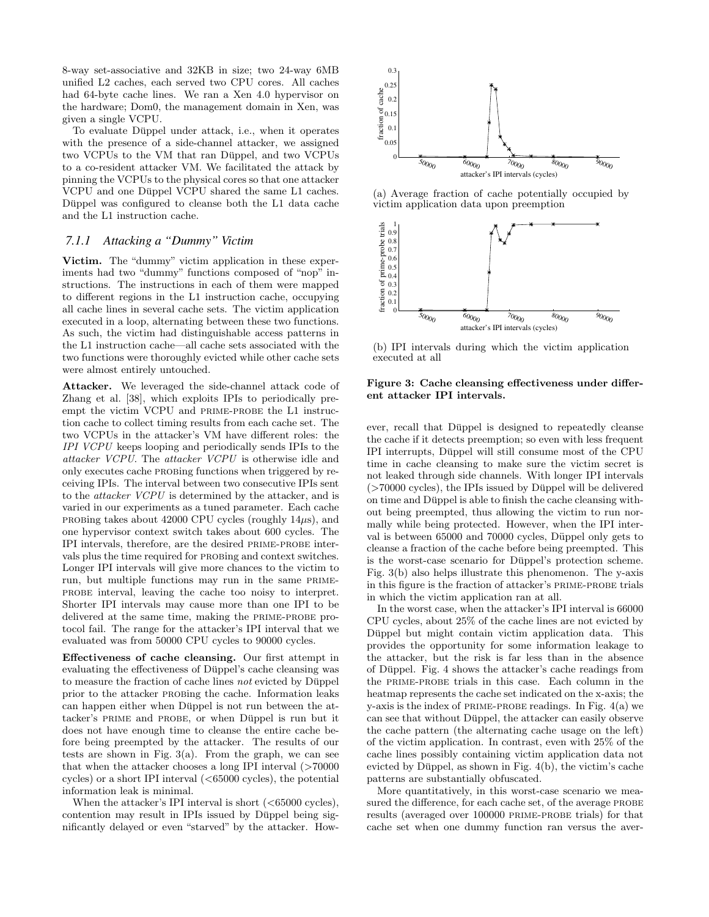8-way set-associative and 32KB in size; two 24-way 6MB unified L2 caches, each served two CPU cores. All caches had 64-byte cache lines. We ran a Xen 4.0 hypervisor on the hardware; Dom0, the management domain in Xen, was given a single VCPU.

To evaluate Düppel under attack, i.e., when it operates with the presence of a side-channel attacker, we assigned two VCPUs to the VM that ran Düppel, and two VCPUs to a co-resident attacker VM. We facilitated the attack by pinning the VCPUs to the physical cores so that one attacker VCPU and one Düppel VCPU shared the same L1 caches. Düppel was configured to cleanse both the L1 data cache and the L1 instruction cache.

### 7.1.1 Attacking a "Dummy" Victim

**Victim.** The "dummy" victim application in these experiments had two "dummy" functions composed of "nop" instructions. The instructions in each of them were mapped to different regions in the L1 instruction cache, occupying all cache lines in several cache sets. The victim application executed in a loop, alternating between these two functions. As such, the victim had distinguishable access patterns in the L1 instruction cache—all cache sets associated with the two functions were thoroughly evicted while other cache sets were almost entirely untouched.

**Attacker.** We leveraged the side-channel attack code of Zhang et al. [38], which exploits IPIs to periodically preempt the victim VCPU and PRIME-PROBE the L1 instruction cache to collect timing results from each cache set. The two VCPUs in the attacker's VM have different roles: the *IPI VCPU* keeps looping and periodically sends IPIs to the *attacker VCPU*. The *attacker VCPU* is otherwise idle and only executes cache PROBing functions when triggered by receiving IPIs. The interval between two consecutive IPIs sent to the *attacker VCPU* is determined by the attacker, and is varied in our experiments as a tuned parameter. Each cache PROBing takes about 42000 CPU cycles (roughly $14\mu s$), and one hypervisor context switch takes about 600 cycles. The IPI intervals, therefore, are the desired PRIME-PROBE intervals plus the time required for PROBing and context switches. Longer IPI intervals will give more chances to the victim to run, but multiple functions may run in the same PRIME-PROBE interval, leaving the cache too noisy to interpret. Shorter IPI intervals may cause more than one IPI to be delivered at the same time, making the PRIME-PROBE protocol fail. The range for the attacker's IPI interval that we evaluated was from 50000 CPU cycles to 90000 cycles.

**Effectiveness of cache cleansing.** Our first attempt in evaluating the effectiveness of Düppel's cache cleansing was to measure the fraction of cache lines *not* evicted by Düppel prior to the attacker PROBing the cache. Information leaks can happen either when Düppel is not run between the attacker's PRIME and PROBE, or when Düppel is run but it does not have enough time to cleanse the entire cache before being preempted by the attacker. The results of our tests are shown in Fig. 3(a). From the graph, we can see that when the attacker chooses a long IPI interval (>70000 cycles) or a short IPI interval (<65000 cycles), the potential information leak is minimal.

When the attacker's IPI interval is short (<65000 cycles), contention may result in IPIs issued by Düppel being significantly delayed or even "starved" by the attacker. However, recall that Düppel is designed to repeatedly cleanse the cache if it detects preemption; so even with less frequent IPI interrupts, Düppel will still consume most of the CPU time in cache cleansing to make sure the victim secret is not leaked through side channels. With longer IPI intervals (>70000 cycles), the IPIs issued by Düppel will be delivered on time and Düppel is able to finish the cache cleansing without being preempted, thus allowing the victim to run normally while being protected. However, when the IPI interval is between 65000 and 70000 cycles, Düppel only gets to cleanse a fraction of the cache before being preempted. This is the worst-case scenario for Düppel's protection scheme. Fig. 3(b) also helps illustrate this phenomenon. The y-axis in this figure is the fraction of attacker's PRIME-PROBE trials in which the victim application ran at all.

(a) Average fraction of cache potentially occupied by victim application data upon preemption

(b) IPI intervals during which the victim application executed at all

**Figure 3: Cache cleansing effectiveness under different attacker IPI intervals.**

In the worst case, when the attacker's IPI interval is 66000 CPU cycles, about 25% of the cache lines are not evicted by Düppel but might contain victim application data. This provides the opportunity for some information leakage to the attacker, but the risk is far less than in the absence of Düppel. Fig. 4 shows the attacker's cache readings from the PRIME-PROBE trials in this case. Each column in the heatmap represents the cache set indicated on the x-axis; the y-axis is the index of PRIME-PROBE readings. In Fig. 4(a) we can see that without Düppel, the attacker can easily observe the cache pattern (the alternating cache usage on the left) of the victim application. In contrast, even with 25% of the cache lines possibly containing victim application data not evicted by Düppel, as shown in Fig. 4(b), the victim's cache patterns are substantially obfuscated.

More quantitatively, in this worst-case scenario we measured the difference, for each cache set, of the average PROBE results (averaged over 100000 PRIME-PROBE trials) for that cache set when one dummy function ran versus the aver-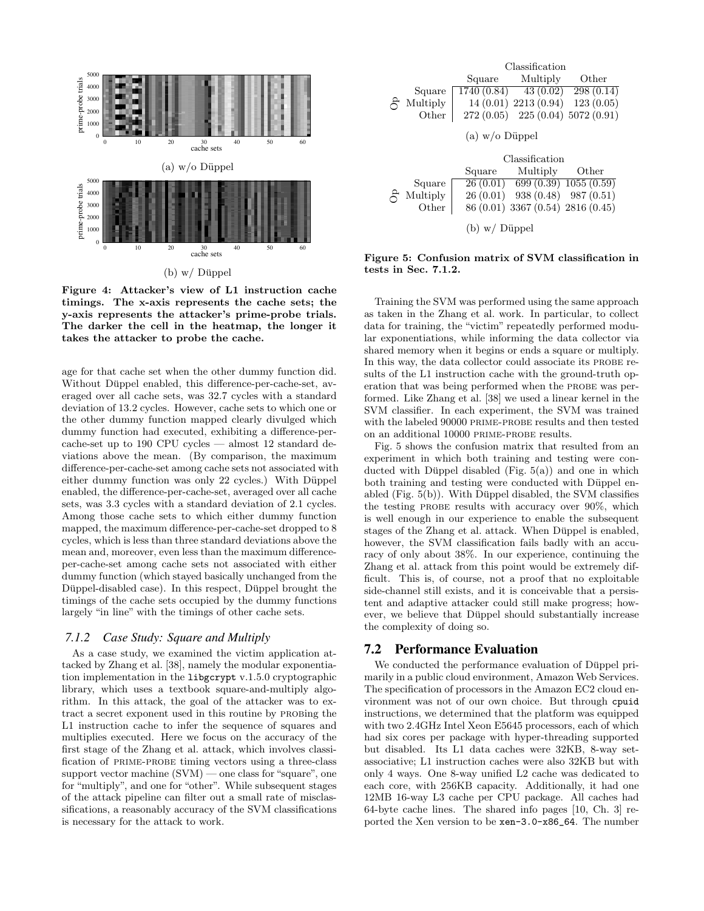(a) w/o Düppel

(b) w/ Düppel

**Figure 4: Attacker's view of L1 instruction cache timings. The x-axis represents the cache sets; the y-axis represents the attacker's prime-probe trials. The darker the cell in the heatmap, the longer it takes the attacker to probe the cache.**

age for that cache set when the other dummy function did. Without Düppel enabled, this difference-per-cache-set, averaged over all cache sets, was 32.7 cycles with a standard deviation of 13.2 cycles. However, cache sets to which one or the other dummy function mapped clearly divulged which dummy function had executed, exhibiting a difference-per-cache-set up to 190 CPU cycles — almost 12 standard deviations above the mean. (By comparison, the maximum difference-per-cache-set among cache sets not associated with either dummy function was only 22 cycles.) With Düppel enabled, the difference-per-cache-set, averaged over all cache sets, was 3.3 cycles with a standard deviation of 2.1 cycles. Among those cache sets to which either dummy function mapped, the maximum difference-per-cache-set dropped to 8 cycles, which is less than three standard deviations above the mean and, moreover, even less than the maximum difference-per-cache-set among cache sets not associated with either dummy function (which stayed basically unchanged from the Düppel-disabled case). In this respect, Düppel brought the timings of the cache sets occupied by the dummy functions largely "in line" with the timings of other cache sets.

### 7.1.2 Case Study: Square and Multiply

As a case study, we examined the victim application attacked by Zhang et al. [38], namely the modular exponentiation implementation in the `libgcrypt` v.1.5.0 cryptographic library, which uses a textbook square-and-multiply algorithm. In this attack, the goal of the attacker was to extract a secret exponent used in this routine by PROBEing the L1 instruction cache to infer the sequence of squares and multiplies executed. Here we focus on the accuracy of the first stage of the Zhang et al. attack, which involves classification of PRIME-PROBE timing vectors using a three-class support vector machine (SVM) — one class for "square", one for "multiply", and one for "other". While subsequent stages of the attack pipeline can filter out a small rate of misclassifications, a reasonably accuracy of the SVM classifications is necessary for the attack to work.

| Op | Classification: Square | Multiply | Other |
|---|---|---|---|
| Square | 1740 (0.84) | 43 (0.02) | 298 (0.14) |
| Multiply | 14 (0.01) | 2213 (0.94) | 123 (0.05) |
| Other | 272 (0.05) | 225 (0.04) | 5072 (0.91) |

(a) w/o Düppel

| Op | Classification: Square | Multiply | Other |
|---|---|---|---|
| Square | 26 (0.01) | 699 (0.39) | 1055 (0.59) |
| Multiply | 26 (0.01) | 938 (0.48) | 987 (0.51) |
| Other | 86 (0.01) | 3367 (0.54) | 2816 (0.45) |

(b) w/ Düppel

**Figure 5: Confusion matrix of SVM classification in tests in Sec. 7.1.2.**

Training the SVM was performed using the same approach as taken in the Zhang et al. work. In particular, to collect data for training, the "victim" repeatedly performed modular exponentiations, while informing the data collector via shared memory when it begins or ends a square or multiply. In this way, the data collector could associate its PROBE results of the L1 instruction cache with the ground-truth operation that was being performed when the PROBE was performed. Like Zhang et al. [38] we used a linear kernel in the SVM classifier. In each experiment, the SVM was trained with the labeled 90000 PRIME-PROBE results and then tested on an additional 10000 PRIME-PROBE results.

Fig. 5 shows the confusion matrix that resulted from an experiment in which both training and testing were conducted with Düppel disabled (Fig. 5(a)) and one in which both training and testing were conducted with Düppel enabled (Fig. 5(b)). With Düppel disabled, the SVM classifies the testing PROBE results with accuracy over 90%, which is well enough in our experience to enable the subsequent stages of the Zhang et al. attack. When Düppel is enabled, however, the SVM classification fails badly with an accuracy of only about 38%. In our experience, continuing the Zhang et al. attack from this point would be extremely difficult. This is, of course, not a proof that no exploitable side-channel still exists, and it is conceivable that a persistent and adaptive attacker could still make progress; however, we believe that Düppel should substantially increase the complexity of doing so.

## 7.2 Performance Evaluation

We conducted the performance evaluation of Düppel primarily in a public cloud environment, Amazon Web Services. The specification of processors in the Amazon EC2 cloud environment was not of our own choice. But through `cpuid` instructions, we determined that the platform was equipped with two 2.4GHz Intel Xeon E5645 processors, each of which had six cores per package with hyper-threading supported but disabled. Its L1 data caches were 32KB, 8-way set-associative; L1 instruction caches were also 32KB but with only 4 ways. One 8-way unified L2 cache was dedicated to each core, with 256KB capacity. Additionally, it had one 12MB 16-way L3 cache per CPU package. All caches had 64-byte cache lines. The shared info pages [10, Ch. 3] reported the Xen version to be `xen-3.0-x86_64`. The number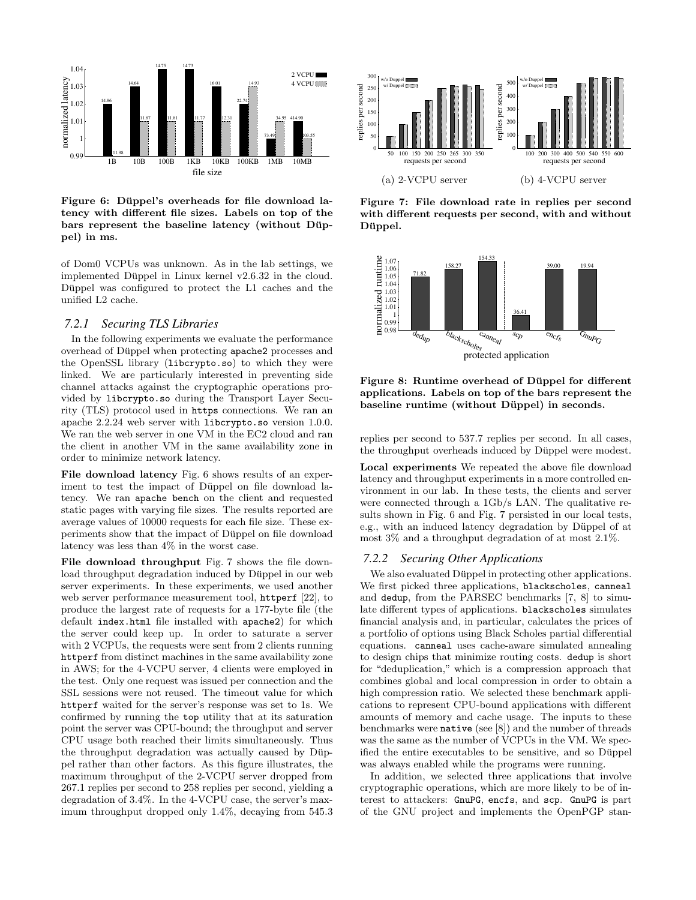Figure 6: Düppel's overheads for file download latency with different file sizes. Labels on top of the bars represent the baseline latency (without Düppel) in ms.

Figure 7: File download rate in replies per second with different requests per second, with and without Düppel.

Figure 8: Runtime overhead of Düppel for different applications. Labels on top of the bars represent the baseline runtime (without Düppel) in seconds.

of Dom0 VCPUs was unknown. As in the lab settings, we implemented Düppel in Linux kernel v2.6.32 in the cloud. Düppel was configured to protect the L1 caches and the unified L2 cache.

### 7.2.1 Securing TLS Libraries

In the following experiments we evaluate the performance overhead of Düppel when protecting `apache2` processes and the OpenSSL library (`libcrypto.so`) to which they were linked. We are particularly interested in preventing side channel attacks against the cryptographic operations provided by `libcrypto.so` during the Transport Layer Security (TLS) protocol used in `https` connections. We ran an apache 2.2.24 web server with `libcrypto.so` version 1.0.0. We ran the web server in one VM in the EC2 cloud and ran the client in another VM in the same availability zone in order to minimize network latency.

**File download latency** Fig. 6 shows results of an experiment to test the impact of Düppel on file download latency. We ran `apache bench` on the client and requested static pages with varying file sizes. The results reported are average values of 10000 requests for each file size. These experiments show that the impact of Düppel on file download latency was less than 4% in the worst case.

**File download throughput** Fig. 7 shows the file download throughput degradation induced by Düppel in our web server experiments. In these experiments, we used another web server performance measurement tool, `httperf` [22], to produce the largest rate of requests for a 177-byte file (the default `index.html` file installed with `apache2`) for which the server could keep up. In order to saturate a server with 2 VCPUs, the requests were sent from 2 clients running `httperf` from distinct machines in the same availability zone in AWS; for the 4-VCPU server, 4 clients were employed in the test. Only one request was issued per connection and the SSL sessions were not reused. The timeout value for which `httperf` waited for the server's response was set to 1s. We confirmed by running the `top` utility that at its saturation point the server was CPU-bound; the throughput and server CPU usage both reached their limits simultaneously. Thus the throughput degradation was actually caused by Düppel rather than other factors. As this figure illustrates, the maximum throughput of the 2-VCPU server dropped from 267.1 replies per second to 258 replies per second, yielding a degradation of 3.4%. In the 4-VCPU case, the server's maximum throughput dropped only 1.4%, decaying from 545.3 replies per second to 537.7 replies per second. In all cases, the throughput overheads induced by Düppel were modest.

**Local experiments** We repeated the above file download latency and throughput experiments in a more controlled environment in our lab. In these tests, the clients and server were connected through a 1Gb/s LAN. The qualitative results shown in Fig. 6 and Fig. 7 persisted in our local tests, e.g., with an induced latency degradation by Düppel of at most 3% and a throughput degradation of at most 2.1%.

### 7.2.2 Securing Other Applications

We also evaluated Düppel in protecting other applications. We first picked three applications, `blackscholes`, `canneal` and `dedup`, from the PARSEC benchmarks [7, 8] to simulate different types of applications. `blackscholes` simulates financial analysis and, in particular, calculates the prices of a portfolio of options using Black Scholes partial differential equations. `canneal` uses cache-aware simulated annealing to design chips that minimize routing costs. `dedup` is short for "deduplication," which is a compression approach that combines global and local compression in order to obtain a high compression ratio. We selected these benchmark applications to represent CPU-bound applications with different amounts of memory and cache usage. The inputs to these benchmarks were `native` (see [8]) and the number of threads was the same as the number of VCPUs in the VM. We specified the entire executables to be sensitive, and so Düppel was always enabled while the programs were running.

In addition, we selected three applications that involve cryptographic operations, which are more likely to be of interest to attackers: `GnuPG`, `encfs`, and `scp`. `GnuPG` is part of the GNU project and implements the OpenPGP stan-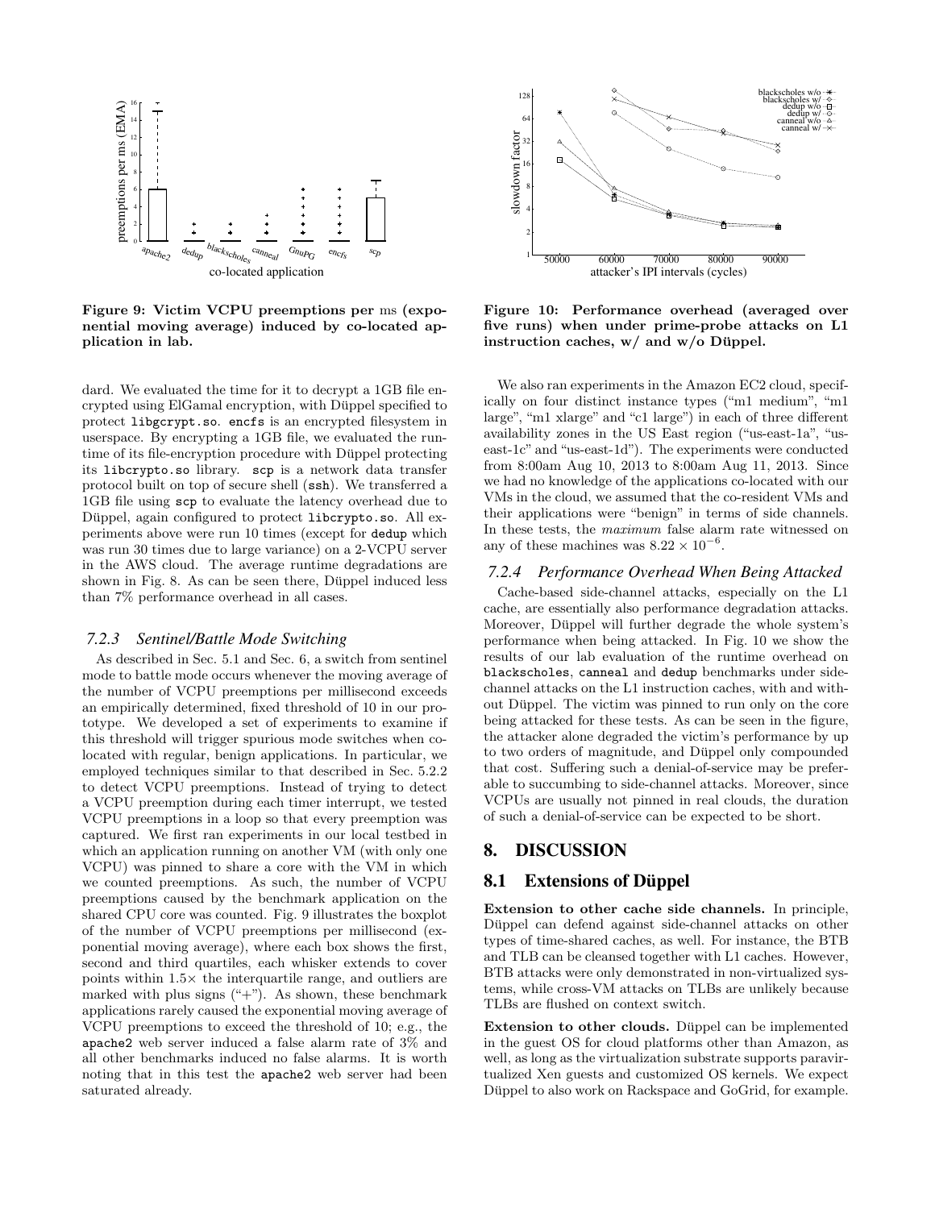Figure 9: Victim VCPU preemptions per ms (exponential moving average) induced by co-located application in lab.

Figure 10: Performance overhead (averaged over five runs) when under prime-probe attacks on L1 instruction caches, w/ and w/o Düppel.

dard. We evaluated the time for it to decrypt a 1GB file encrypted using ElGamal encryption, with Düppel specified to protect `libgcrypt.so`. `encfs` is an encrypted filesystem in userspace. By encrypting a 1GB file, we evaluated the runtime of its file-encryption procedure with Düppel protecting its `libcrypto.so` library. `scp` is a network data transfer protocol built on top of secure shell (`ssh`). We transferred a 1GB file using `scp` to evaluate the latency overhead due to Düppel, again configured to protect `libcrypto.so`. All experiments above were run 10 times (except for `dedup` which was run 30 times due to large variance) on a 2-VCPU server in the AWS cloud. The average runtime degradations are shown in Fig. 8. As can be seen there, Düppel induced less than 7% performance overhead in all cases.

### 7.2.3 Sentinel/Battle Mode Switching

As described in Sec. 5.1 and Sec. 6, a switch from sentinel mode to battle mode occurs whenever the moving average of the number of VCPU preemptions per millisecond exceeds an empirically determined, fixed threshold of 10 in our prototype. We developed a set of experiments to examine if this threshold will trigger spurious mode switches when co-located with regular, benign applications. In particular, we employed techniques similar to that described in Sec. 5.2.2 to detect VCPU preemptions. Instead of trying to detect a VCPU preemption during each timer interrupt, we tested VCPU preemptions in a loop so that every preemption was captured. We first ran experiments in our local testbed in which an application running on another VM (with only one VCPU) was pinned to share a core with the VM in which we counted preemptions. As such, the number of VCPU preemptions caused by the benchmark application on the shared CPU core was counted. Fig. 9 illustrates the boxplot of the number of VCPU preemptions per millisecond (exponential moving average), where each box shows the first, second and third quartiles, each whisker extends to cover points within 1.5× the interquartile range, and outliers are marked with plus signs ("+"). As shown, these benchmark applications rarely caused the exponential moving average of VCPU preemptions to exceed the threshold of 10; e.g., the `apache2` web server induced a false alarm rate of 3% and all other benchmarks induced no false alarms. It is worth noting that in this test the `apache2` web server had been saturated already.

We also ran experiments in the Amazon EC2 cloud, specifically on four distinct instance types ("m1 medium", "m1 large", "m1 xlarge" and "c1 large") in each of three different availability zones in the US East region ("us-east-1a", "us-east-1c" and "us-east-1d"). The experiments were conducted from 8:00am Aug 10, 2013 to 8:00am Aug 11, 2013. Since we had no knowledge of the applications co-located with our VMs in the cloud, we assumed that the co-resident VMs and their applications were "benign" in terms of side channels. In these tests, the *maximum* false alarm rate witnessed on any of these machines was $8.22 \times 10^{-6}$.

### 7.2.4 Performance Overhead When Being Attacked

Cache-based side-channel attacks, especially on the L1 cache, are essentially also performance degradation attacks. Moreover, Düppel will further degrade the whole system's performance when being attacked. In Fig. 10 we show the results of our lab evaluation of the runtime overhead on `blackscholes`, `canneal` and `dedup` benchmarks under side-channel attacks on the L1 instruction caches, with and without Düppel. The victim was pinned to run only on the core being attacked for these tests. As can be seen in the figure, the attacker alone degraded the victim's performance by up to two orders of magnitude, and Düppel only compounded that cost. Suffering such a denial-of-service may be preferable to succumbing to side-channel attacks. Moreover, since VCPUs are usually not pinned in real clouds, the duration of such a denial-of-service can be expected to be short.

# 8. DISCUSSION

## 8.1 Extensions of Düppel

**Extension to other cache side channels.** In principle, Düppel can defend against side-channel attacks on other types of time-shared caches, as well. For instance, the BTB and TLB can be cleansed together with L1 caches. However, BTB attacks were only demonstrated in non-virtualized systems, while cross-VM attacks on TLBs are unlikely because TLBs are flushed on context switch.

**Extension to other clouds.** Düppel can be implemented in the guest OS for cloud platforms other than Amazon, as well, as long as the virtualization substrate supports paravirtualized Xen guests and customized OS kernels. We expect Düppel to also work on Rackspace and GoGrid, for example.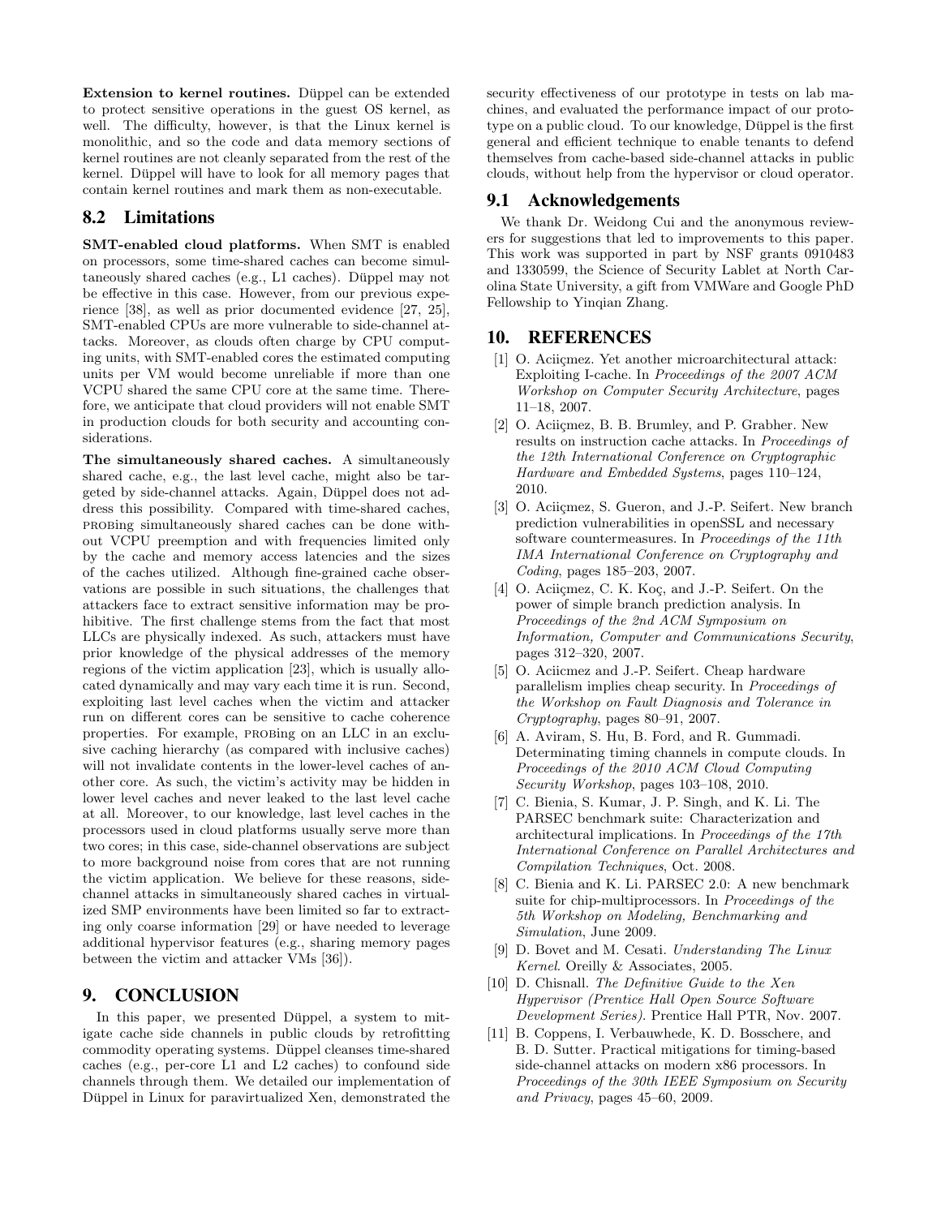**Extension to kernel routines.** Düppel can be extended to protect sensitive operations in the guest OS kernel, as well. The difficulty, however, is that the Linux kernel is monolithic, and so the code and data memory sections of kernel routines are not cleanly separated from the rest of the kernel. Düppel will have to look for all memory pages that contain kernel routines and mark them as non-executable.

## 8.2 Limitations

**SMT-enabled cloud platforms.** When SMT is enabled on processors, some time-shared caches can become simultaneously shared caches (e.g., L1 caches). Düppel may not be effective in this case. However, from our previous experience [38], as well as prior documented evidence [27, 25], SMT-enabled CPUs are more vulnerable to side-channel attacks. Moreover, as clouds often charge by CPU computing units, with SMT-enabled cores the estimated computing units per VM would become unreliable if more than one VCPU shared the same CPU core at the same time. Therefore, we anticipate that cloud providers will not enable SMT in production clouds for both security and accounting considerations.

**The simultaneously shared caches.** A simultaneously shared cache, e.g., the last level cache, might also be targeted by side-channel attacks. Again, Düppel does not address this possibility. Compared with time-shared caches, PROBing simultaneously shared caches can be done without VCPU preemption and with frequencies limited only by the cache and memory access latencies and the sizes of the caches utilized. Although fine-grained cache observations are possible in such situations, the challenges that attackers face to extract sensitive information may be prohibitive. The first challenge stems from the fact that most LLCs are physically indexed. As such, attackers must have prior knowledge of the physical addresses of the memory regions of the victim application [23], which is usually allocated dynamically and may vary each time it is run. Second, exploiting last level caches when the victim and attacker run on different cores can be sensitive to cache coherence properties. For example, PROBing on an LLC in an exclusive caching hierarchy (as compared with inclusive caches) will not invalidate contents in the lower-level caches of another core. As such, the victim's activity may be hidden in lower level caches and never leaked to the last level cache at all. Moreover, to our knowledge, last level caches in the processors used in cloud platforms usually serve more than two cores; in this case, side-channel observations are subject to more background noise from cores that are not running the victim application. We believe for these reasons, side-channel attacks in simultaneously shared caches in virtualized SMP environments have been limited so far to extracting only coarse information [29] or have needed to leverage additional hypervisor features (e.g., sharing memory pages between the victim and attacker VMs [36]).

# 9. CONCLUSION

In this paper, we presented Düppel, a system to mitigate cache side channels in public clouds by retrofitting commodity operating systems. Düppel cleanses time-shared caches (e.g., per-core L1 and L2 caches) to confound side channels through them. We detailed our implementation of Düppel in Linux for paravirtualized Xen, demonstrated the security effectiveness of our prototype in tests on lab machines, and evaluated the performance impact of our prototype on a public cloud. To our knowledge, Düppel is the first general and efficient technique to enable tenants to defend themselves from cache-based side-channel attacks in public clouds, without help from the hypervisor or cloud operator.

## 9.1 Acknowledgements

We thank Dr. Weidong Cui and the anonymous reviewers for suggestions that led to improvements to this paper. This work was supported in part by NSF grants 0910483 and 1330599, the Science of Security Lablet at North Carolina State University, a gift from VMWare and Google PhD Fellowship to Yinqian Zhang.

# 10. REFERENCES

[1] O. Aciiçmez. Yet another microarchitectural attack: Exploiting I-cache. In *Proceedings of the 2007 ACM Workshop on Computer Security Architecture*, pages 11–18, 2007.

[2] O. Aciiçmez, B. B. Brumley, and P. Grabher. New results on instruction cache attacks. In *Proceedings of the 12th International Conference on Cryptographic Hardware and Embedded Systems*, pages 110–124, 2010.

[3] O. Aciiçmez, S. Gueron, and J.-P. Seifert. New branch prediction vulnerabilities in openSSL and necessary software countermeasures. In *Proceedings of the 11th IMA International Conference on Cryptography and Coding*, pages 185–203, 2007.

[4] O. Aciiçmez, C. K. Koç, and J.-P. Seifert. On the power of simple branch prediction analysis. In *Proceedings of the 2nd ACM Symposium on Information, Computer and Communications Security*, pages 312–320, 2007.

[5] O. Aciicmez and J.-P. Seifert. Cheap hardware parallelism implies cheap security. In *Proceedings of the Workshop on Fault Diagnosis and Tolerance in Cryptography*, pages 80–91, 2007.

[6] A. Aviram, S. Hu, B. Ford, and R. Gummadi. Determinating timing channels in compute clouds. In *Proceedings of the 2010 ACM Cloud Computing Security Workshop*, pages 103–108, 2010.

[7] C. Bienia, S. Kumar, J. P. Singh, and K. Li. The PARSEC benchmark suite: Characterization and architectural implications. In *Proceedings of the 17th International Conference on Parallel Architectures and Compilation Techniques*, Oct. 2008.

[8] C. Bienia and K. Li. PARSEC 2.0: A new benchmark suite for chip-multiprocessors. In *Proceedings of the 5th Workshop on Modeling, Benchmarking and Simulation*, June 2009.

[9] D. Bovet and M. Cesati. *Understanding The Linux Kernel*. Oreilly & Associates, 2005.

[10] D. Chisnall. *The Definitive Guide to the Xen Hypervisor (Prentice Hall Open Source Software Development Series)*. Prentice Hall PTR, Nov. 2007.

[11] B. Coppens, I. Verbauwhede, K. D. Bosschere, and B. D. Sutter. Practical mitigations for timing-based side-channel attacks on modern x86 processors. In *Proceedings of the 30th IEEE Symposium on Security and Privacy*, pages 45–60, 2009.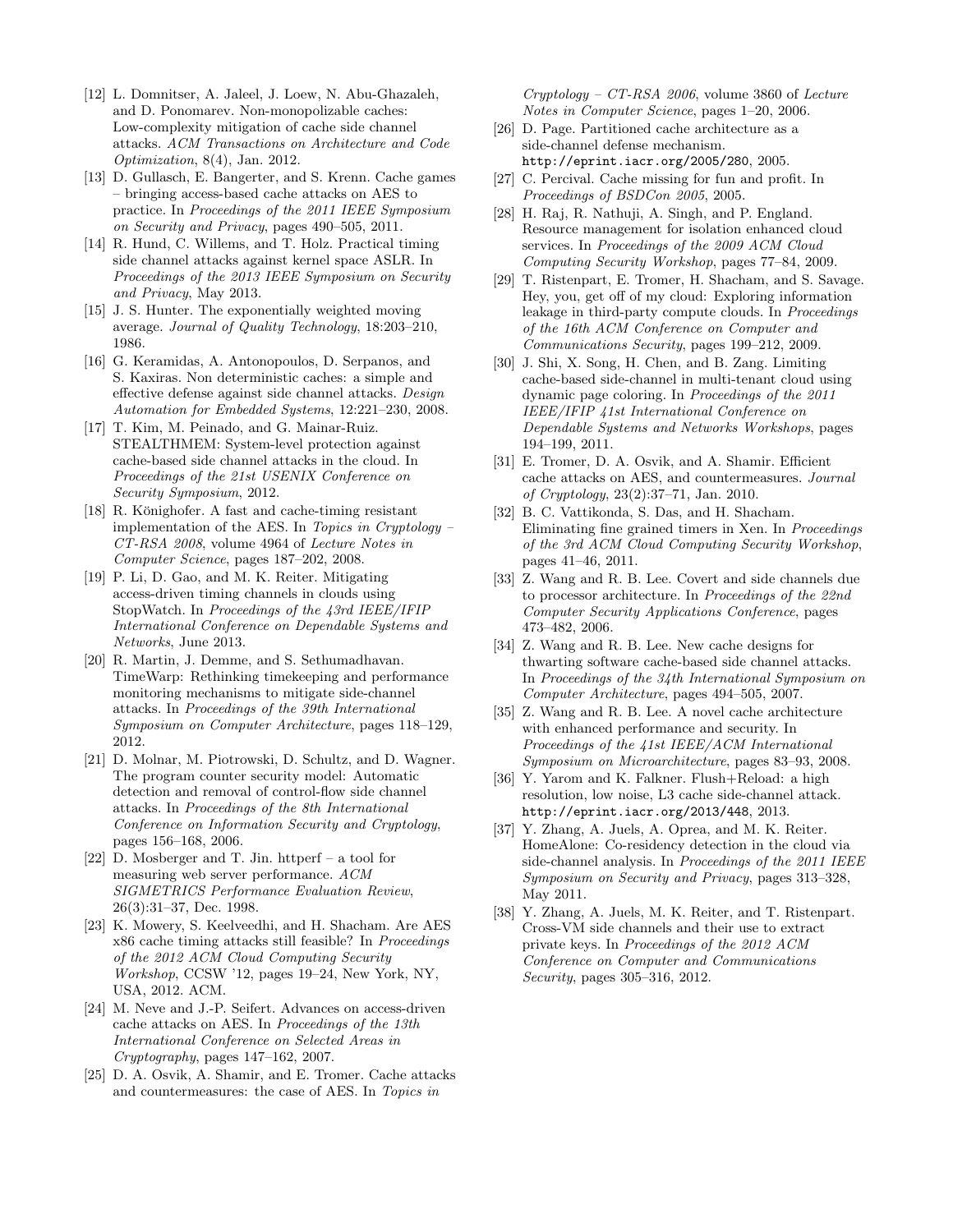[12] L. Domnitser, A. Jaleel, J. Loew, N. Abu-Ghazaleh, and D. Ponomarev. Non-monopolizable caches: Low-complexity mitigation of cache side channel attacks. *ACM Transactions on Architecture and Code Optimization*, 8(4), Jan. 2012.

[13] D. Gullasch, E. Bangerter, and S. Krenn. Cache games – bringing access-based cache attacks on AES to practice. In *Proceedings of the 2011 IEEE Symposium on Security and Privacy*, pages 490–505, 2011.

[14] R. Hund, C. Willems, and T. Holz. Practical timing side channel attacks against kernel space ASLR. In *Proceedings of the 2013 IEEE Symposium on Security and Privacy*, May 2013.

[15] J. S. Hunter. The exponentially weighted moving average. *Journal of Quality Technology*, 18:203–210, 1986.

[16] G. Keramidas, A. Antonopoulos, D. Serpanos, and S. Kaxiras. Non deterministic caches: a simple and effective defense against side channel attacks. *Design Automation for Embedded Systems*, 12:221–230, 2008.

[17] T. Kim, M. Peinado, and G. Mainar-Ruiz. STEALTHMEM: System-level protection against cache-based side channel attacks in the cloud. In *Proceedings of the 21st USENIX Conference on Security Symposium*, 2012.

[18] R. Könighofer. A fast and cache-timing resistant implementation of the AES. In *Topics in Cryptology – CT-RSA 2008*, volume 4964 of *Lecture Notes in Computer Science*, pages 187–202, 2008.

[19] P. Li, D. Gao, and M. K. Reiter. Mitigating access-driven timing channels in clouds using StopWatch. In *Proceedings of the 43rd IEEE/IFIP International Conference on Dependable Systems and Networks*, June 2013.

[20] R. Martin, J. Demme, and S. Sethumadhavan. TimeWarp: Rethinking timekeeping and performance monitoring mechanisms to mitigate side-channel attacks. In *Proceedings of the 39th International Symposium on Computer Architecture*, pages 118–129, 2012.

[21] D. Molnar, M. Piotrowski, D. Schultz, and D. Wagner. The program counter security model: Automatic detection and removal of control-flow side channel attacks. In *Proceedings of the 8th International Conference on Information Security and Cryptology*, pages 156–168, 2006.

[22] D. Mosberger and T. Jin. httperf – a tool for measuring web server performance. *ACM SIGMETRICS Performance Evaluation Review*, 26(3):31–37, Dec. 1998.

[23] K. Mowery, S. Keelveedhi, and H. Shacham. Are AES x86 cache timing attacks still feasible? In *Proceedings of the 2012 ACM Cloud Computing Security Workshop*, CCSW '12, pages 19–24, New York, NY, USA, 2012. ACM.

[24] M. Neve and J.-P. Seifert. Advances on access-driven cache attacks on AES. In *Proceedings of the 13th International Conference on Selected Areas in Cryptography*, pages 147–162, 2007.

[25] D. A. Osvik, A. Shamir, and E. Tromer. Cache attacks and countermeasures: the case of AES. In *Topics in Cryptology – CT-RSA 2006*, volume 3860 of *Lecture Notes in Computer Science*, pages 1–20, 2006.

[26] D. Page. Partitioned cache architecture as a side-channel defense mechanism. `http://eprint.iacr.org/2005/280`, 2005.

[27] C. Percival. Cache missing for fun and profit. In *Proceedings of BSDCon 2005*, 2005.

[28] H. Raj, R. Nathuji, A. Singh, and P. England. Resource management for isolation enhanced cloud services. In *Proceedings of the 2009 ACM Cloud Computing Security Workshop*, pages 77–84, 2009.

[29] T. Ristenpart, E. Tromer, H. Shacham, and S. Savage. Hey, you, get off of my cloud: Exploring information leakage in third-party compute clouds. In *Proceedings of the 16th ACM Conference on Computer and Communications Security*, pages 199–212, 2009.

[30] J. Shi, X. Song, H. Chen, and B. Zang. Limiting cache-based side-channel in multi-tenant cloud using dynamic page coloring. In *Proceedings of the 2011 IEEE/IFIP 41st International Conference on Dependable Systems and Networks Workshops*, pages 194–199, 2011.

[31] E. Tromer, D. A. Osvik, and A. Shamir. Efficient cache attacks on AES, and countermeasures. *Journal of Cryptology*, 23(2):37–71, Jan. 2010.

[32] B. C. Vattikonda, S. Das, and H. Shacham. Eliminating fine grained timers in Xen. In *Proceedings of the 3rd ACM Cloud Computing Security Workshop*, pages 41–46, 2011.

[33] Z. Wang and R. B. Lee. Covert and side channels due to processor architecture. In *Proceedings of the 22nd Computer Security Applications Conference*, pages 473–482, 2006.

[34] Z. Wang and R. B. Lee. New cache designs for thwarting software cache-based side channel attacks. In *Proceedings of the 34th International Symposium on Computer Architecture*, pages 494–505, 2007.

[35] Z. Wang and R. B. Lee. A novel cache architecture with enhanced performance and security. In *Proceedings of the 41st IEEE/ACM International Symposium on Microarchitecture*, pages 83–93, 2008.

[36] Y. Yarom and K. Falkner. Flush+Reload: a high resolution, low noise, L3 cache side-channel attack. `http://eprint.iacr.org/2013/448`, 2013.

[37] Y. Zhang, A. Juels, A. Oprea, and M. K. Reiter. HomeAlone: Co-residency detection in the cloud via side-channel analysis. In *Proceedings of the 2011 IEEE Symposium on Security and Privacy*, pages 313–328, May 2011.

[38] Y. Zhang, A. Juels, M. K. Reiter, and T. Ristenpart. Cross-VM side channels and their use to extract private keys. In *Proceedings of the 2012 ACM Conference on Computer and Communications Security*, pages 305–316, 2012.